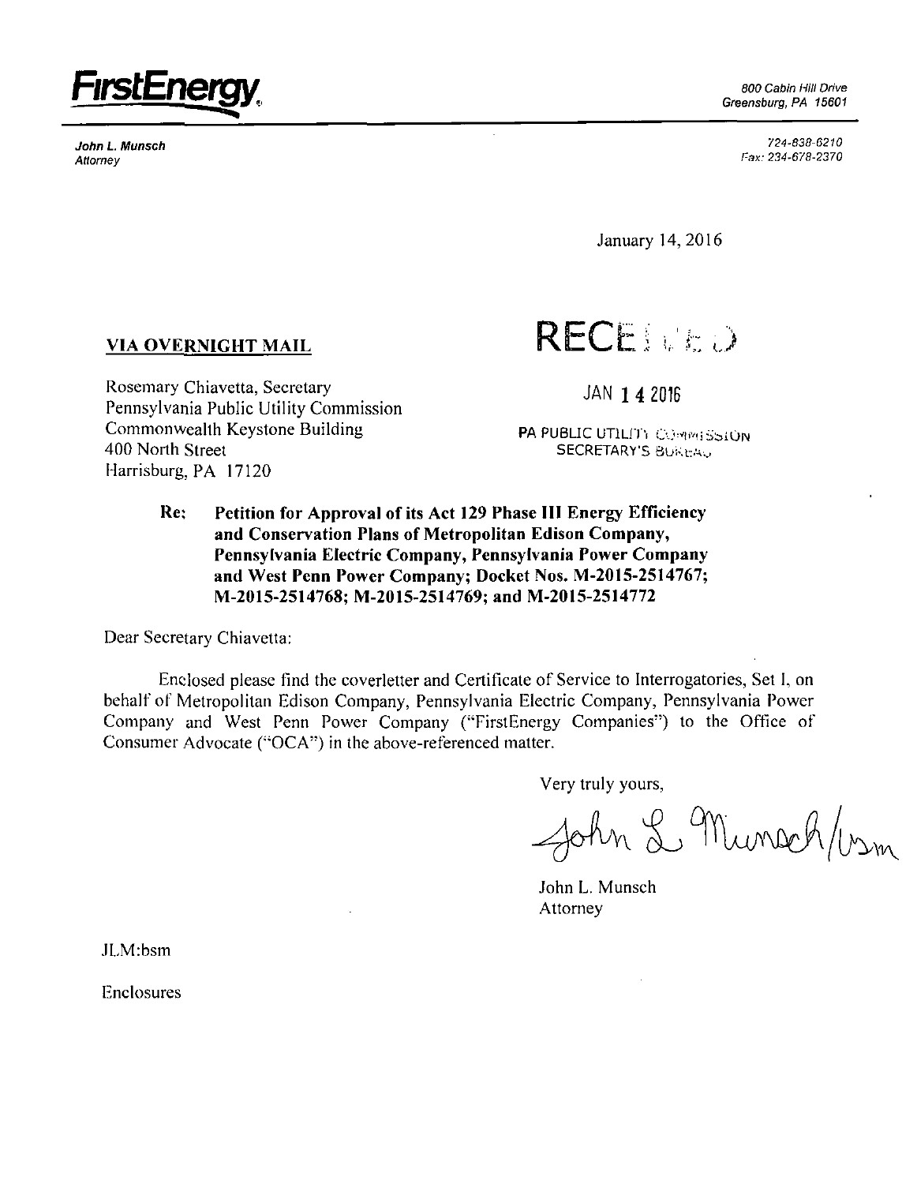**FirstEnergy**

800 Cabin Hill Drive
Greensburg, PA 15601

*John L. Munsch*
*Attorney*

724-838-6210
Fax: 234-678-2370

January 14, 2016

**VIA OVERNIGHT MAIL**

RECEIVED

JAN 14 2016

PA PUBLIC UTILITY COMMISSION
SECRETARY'S BUREAU

Rosemary Chiavetta, Secretary
Pennsylvania Public Utility Commission
Commonwealth Keystone Building
400 North Street
Harrisburg, PA 17120

**Re: Petition for Approval of its Act 129 Phase III Energy Efficiency and Conservation Plans of Metropolitan Edison Company, Pennsylvania Electric Company, Pennsylvania Power Company and West Penn Power Company; Docket Nos. M-2015-2514767; M-2015-2514768; M-2015-2514769; and M-2015-2514772**

Dear Secretary Chiavetta:

Enclosed please find the coverletter and Certificate of Service to Interrogatories, Set I, on behalf of Metropolitan Edison Company, Pennsylvania Electric Company, Pennsylvania Power Company and West Penn Power Company ("FirstEnergy Companies") to the Office of Consumer Advocate ("OCA") in the above-referenced matter.

Very truly yours,

John L. Munsch/bsm

John L. Munsch
Attorney

JLM:bsm

Enclosures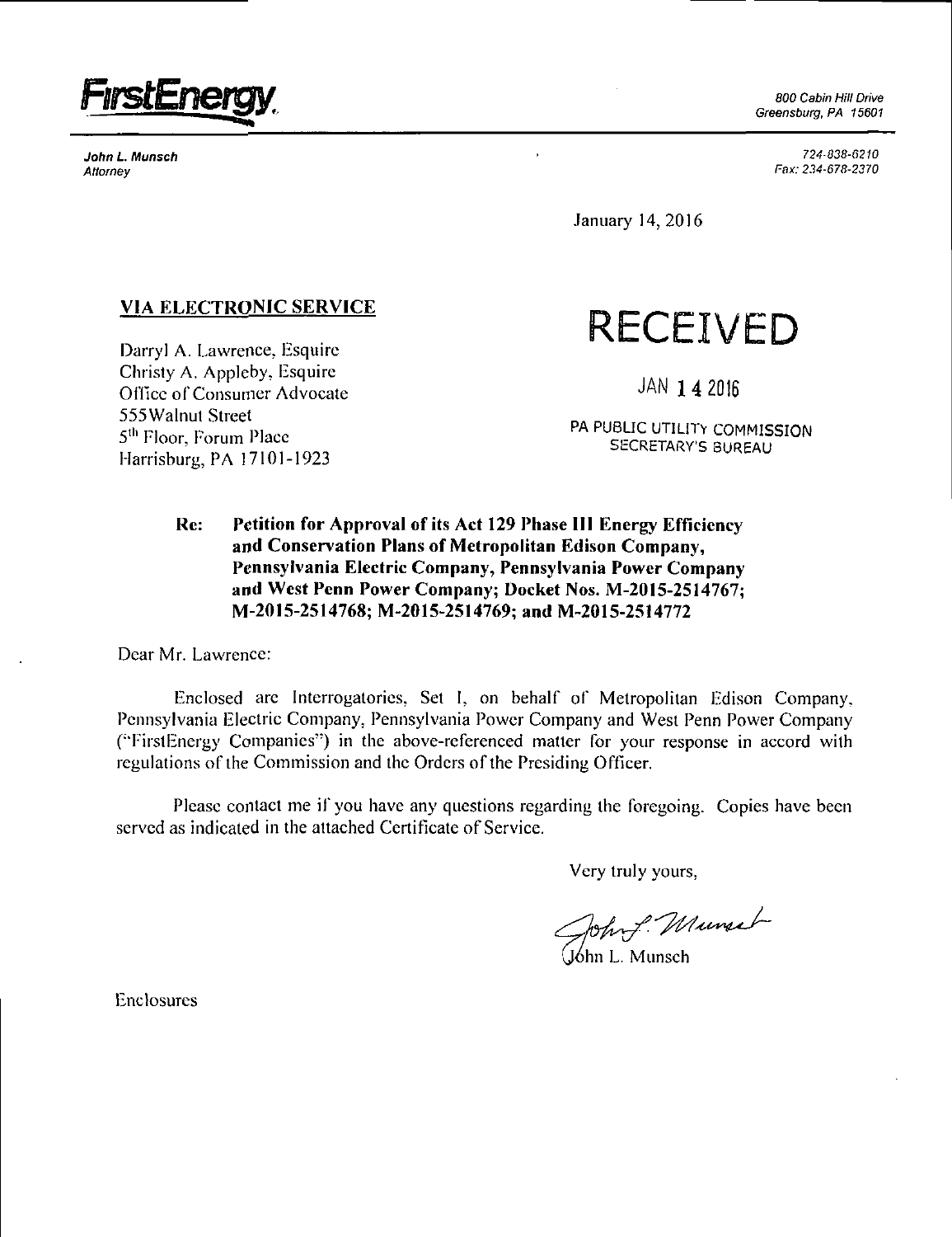**FirstEnergy**

800 Cabin Hill Drive
Greensburg, PA 15601

***John L. Munsch***
*Attorney*

724-838-6210
Fax: 234-678-2370

January 14, 2016

**VIA ELECTRONIC SERVICE**

RECEIVED

JAN 14 2016

PA PUBLIC UTILITY COMMISSION
SECRETARY'S BUREAU

Darryl A. Lawrence, Esquire
Christy A. Appleby, Esquire
Office of Consumer Advocate
555Walnut Street
5th Floor, Forum Place
Harrisburg, PA 17101-1923

**Re: Petition for Approval of its Act 129 Phase III Energy Efficiency and Conservation Plans of Metropolitan Edison Company, Pennsylvania Electric Company, Pennsylvania Power Company and West Penn Power Company; Docket Nos. M-2015-2514767; M-2015-2514768; M-2015-2514769; and M-2015-2514772**

Dear Mr. Lawrence:

Enclosed are Interrogatories, Set I, on behalf of Metropolitan Edison Company, Pennsylvania Electric Company, Pennsylvania Power Company and West Penn Power Company ("FirstEnergy Companies") in the above-referenced matter for your response in accord with regulations of the Commission and the Orders of the Presiding Officer.

Please contact me if you have any questions regarding the foregoing. Copies have been served as indicated in the attached Certificate of Service.

Very truly yours,

John L. Munsch

Enclosures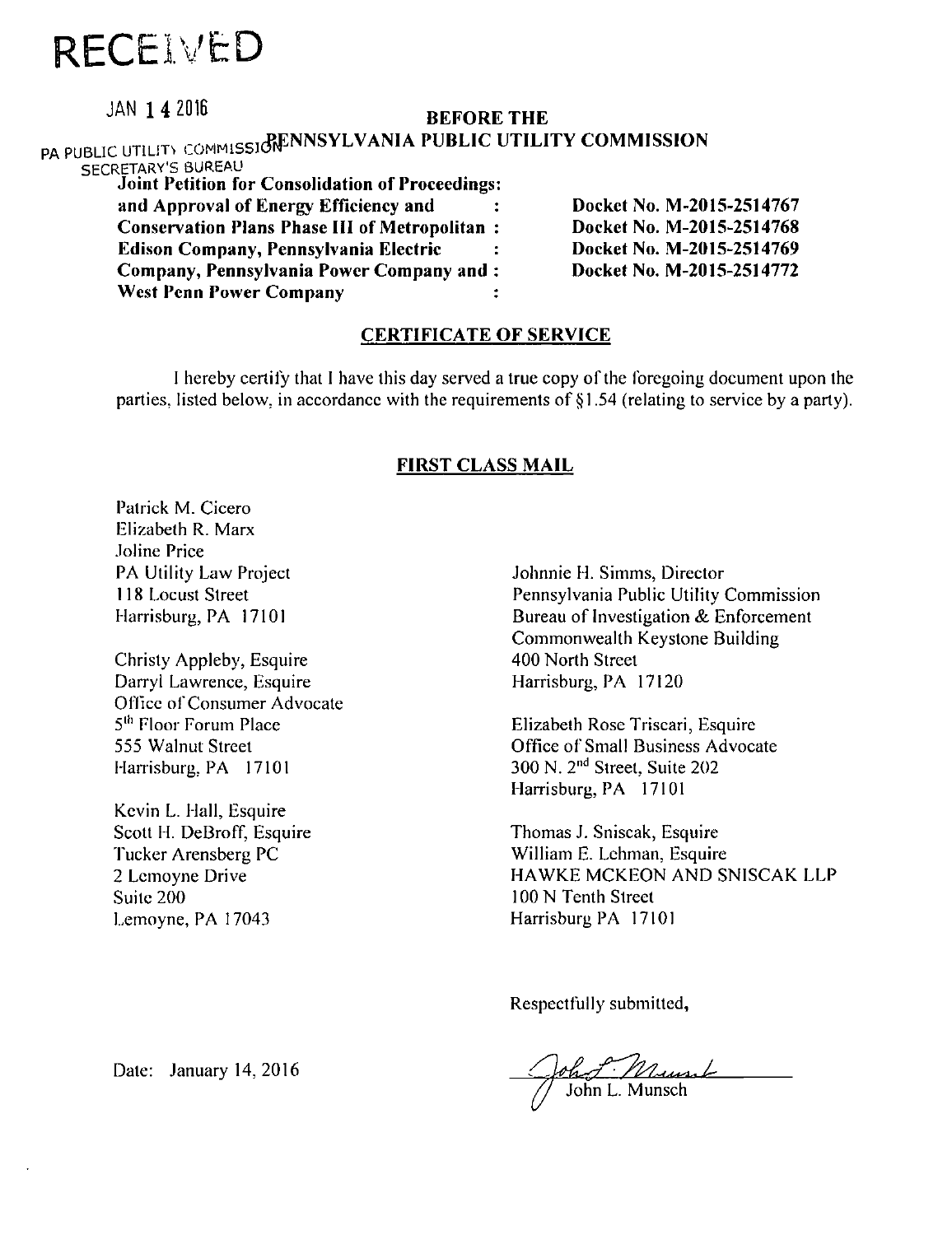RECEIVED

JAN 14 2016

PA PUBLIC UTILITY COMMISSION
SECRETARY'S BUREAU

**BEFORE THE**
**PENNSYLVANIA PUBLIC UTILITY COMMISSION**

| | |
|---|---|
| **Joint Petition for Consolidation of Proceedings: and Approval of Energy Efficiency and Conservation Plans Phase III of Metropolitan Edison Company, Pennsylvania Electric Company, Pennsylvania Power Company and West Penn Power Company** | **Docket No. M-2015-2514767**<br>**Docket No. M-2015-2514768**<br>**Docket No. M-2015-2514769**<br>**Docket No. M-2015-2514772** |

## CERTIFICATE OF SERVICE

I hereby certify that I have this day served a true copy of the foregoing document upon the parties, listed below, in accordance with the requirements of §1.54 (relating to service by a party).

### FIRST CLASS MAIL

Patrick M. Cicero
Elizabeth R. Marx
Joline Price
PA Utility Law Project
118 Locust Street
Harrisburg, PA 17101

Christy Appleby, Esquire
Darryl Lawrence, Esquire
Office of Consumer Advocate
5th Floor Forum Place
555 Walnut Street
Harrisburg, PA 17101

Kevin L. Hall, Esquire
Scott H. DeBroff, Esquire
Tucker Arensberg PC
2 Lemoyne Drive
Suite 200
Lemoyne, PA 17043

Johnnie H. Simms, Director
Pennsylvania Public Utility Commission
Bureau of Investigation & Enforcement
Commonwealth Keystone Building
400 North Street
Harrisburg, PA 17120

Elizabeth Rose Triscari, Esquire
Office of Small Business Advocate
300 N. 2nd Street, Suite 202
Harrisburg, PA 17101

Thomas J. Sniscak, Esquire
William E. Lehman, Esquire
HAWKE MCKEON AND SNISCAK LLP
100 N Tenth Street
Harrisburg PA 17101

Respectfully submitted,

Date: January 14, 2016

John L. Munsch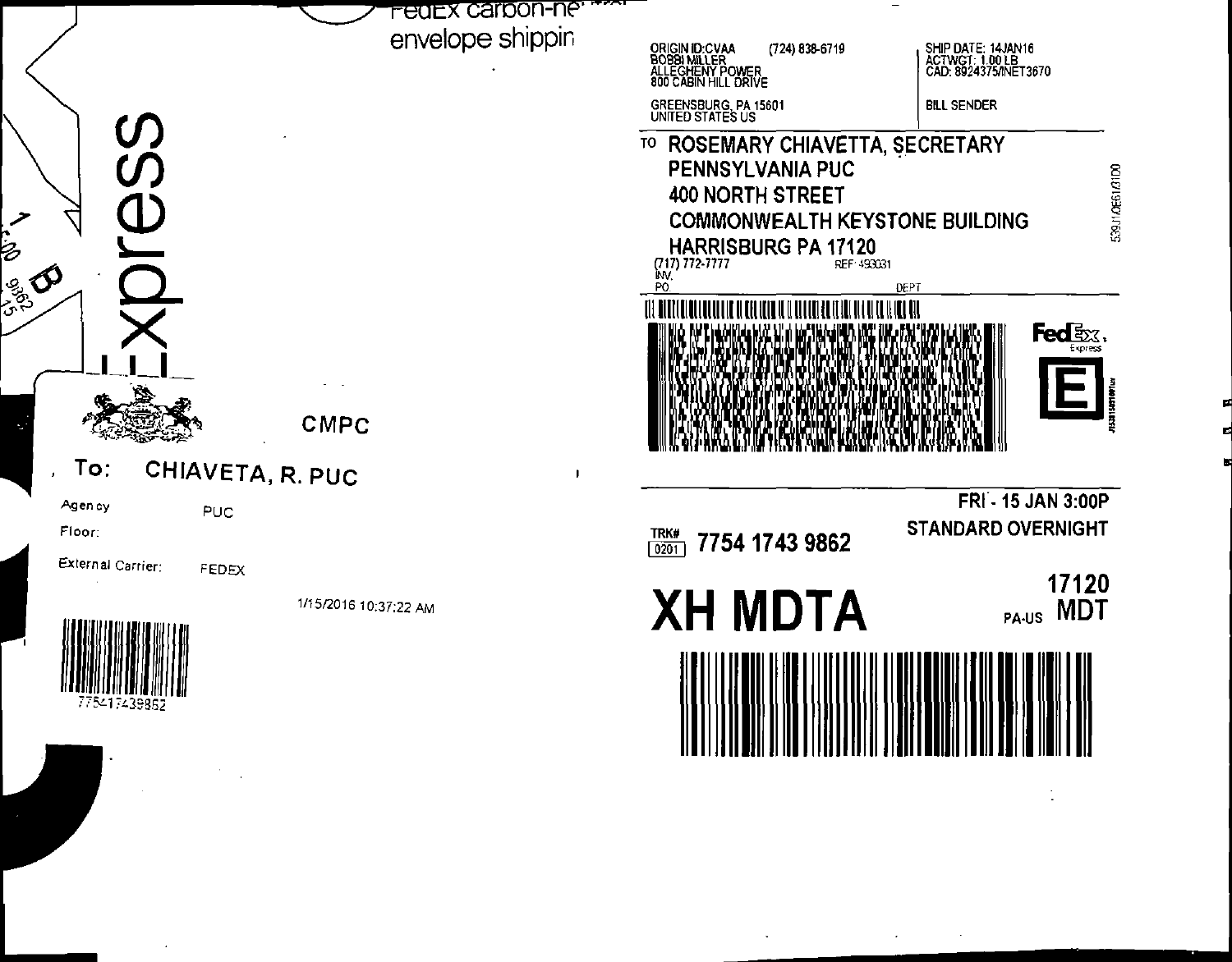FedEx carbon-ne

envelope shippin

Express

CMPC

To: CHIAVETA, R. PUC

Agency PUC

Floor:

External Carrier: FEDEX

1/15/2016 10:37:22 AM

775417439862

ORIGIN ID:CVAA (724) 838-6719
BOBBI MILLER
ALLEGHENY POWER
800 CABIN HILL DRIVE

GREENSBURG, PA 15601
UNITED STATES US

SHIP DATE: 14JAN16
ACTWGT: 1.00 LB
CAD: 8924375/INET3670

BILL SENDER

TO ROSEMARY CHIAVETTA, SECRETARY
PENNSYLVANIA PUC
400 NORTH STREET
COMMONWEALTH KEYSTONE BUILDING
HARRISBURG PA 17120

(717) 772-7777 REF: 493031
INV.
PO. DEPT

FedEx Express

E

FRI - 15 JAN 3:00P
STANDARD OVERNIGHT

TRK# 0201 7754 1743 9862

XH MDTA

17120
PA-US MDT